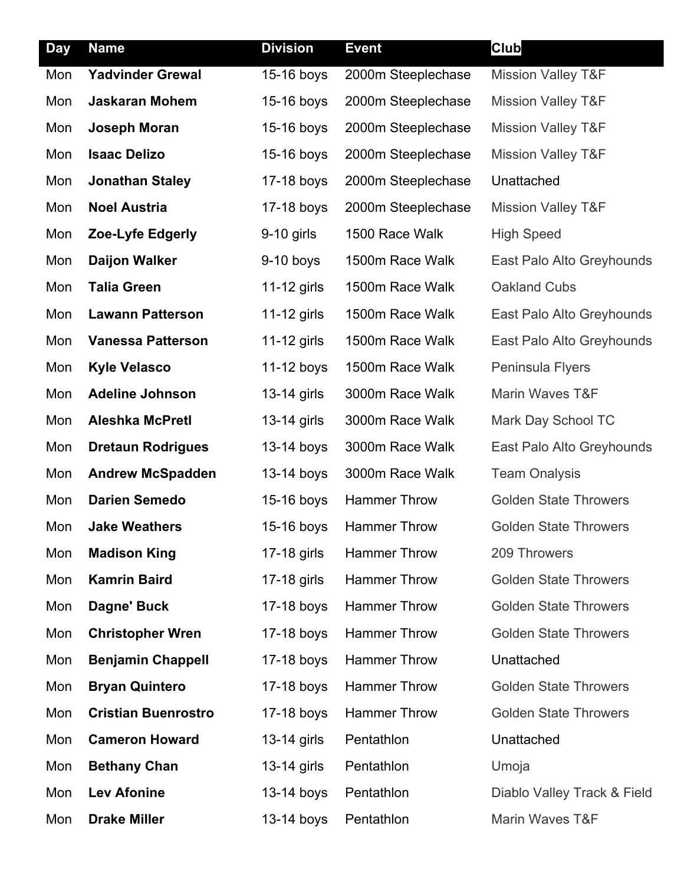| Day | Name | Division | Event | Club |
|---|---|---|---|---|
| Mon | **Yadvinder Grewal** | 15-16 boys | 2000m Steeplechase | Mission Valley T&F |
| Mon | **Jaskaran Mohem** | 15-16 boys | 2000m Steeplechase | Mission Valley T&F |
| Mon | **Joseph Moran** | 15-16 boys | 2000m Steeplechase | Mission Valley T&F |
| Mon | **Isaac Delizo** | 15-16 boys | 2000m Steeplechase | Mission Valley T&F |
| Mon | **Jonathan Staley** | 17-18 boys | 2000m Steeplechase | Unattached |
| Mon | **Noel Austria** | 17-18 boys | 2000m Steeplechase | Mission Valley T&F |
| Mon | **Zoe-Lyfe Edgerly** | 9-10 girls | 1500 Race Walk | High Speed |
| Mon | **Daijon Walker** | 9-10 boys | 1500m Race Walk | East Palo Alto Greyhounds |
| Mon | **Talia Green** | 11-12 girls | 1500m Race Walk | Oakland Cubs |
| Mon | **Lawann Patterson** | 11-12 girls | 1500m Race Walk | East Palo Alto Greyhounds |
| Mon | **Vanessa Patterson** | 11-12 girls | 1500m Race Walk | East Palo Alto Greyhounds |
| Mon | **Kyle Velasco** | 11-12 boys | 1500m Race Walk | Peninsula Flyers |
| Mon | **Adeline Johnson** | 13-14 girls | 3000m Race Walk | Marin Waves T&F |
| Mon | **Aleshka McPretl** | 13-14 girls | 3000m Race Walk | Mark Day School TC |
| Mon | **Dretaun Rodrigues** | 13-14 boys | 3000m Race Walk | East Palo Alto Greyhounds |
| Mon | **Andrew McSpadden** | 13-14 boys | 3000m Race Walk | Team Onalysis |
| Mon | **Darien Semedo** | 15-16 boys | Hammer Throw | Golden State Throwers |
| Mon | **Jake Weathers** | 15-16 boys | Hammer Throw | Golden State Throwers |
| Mon | **Madison King** | 17-18 girls | Hammer Throw | 209 Throwers |
| Mon | **Kamrin Baird** | 17-18 girls | Hammer Throw | Golden State Throwers |
| Mon | **Dagne' Buck** | 17-18 boys | Hammer Throw | Golden State Throwers |
| Mon | **Christopher Wren** | 17-18 boys | Hammer Throw | Golden State Throwers |
| Mon | **Benjamin Chappell** | 17-18 boys | Hammer Throw | Unattached |
| Mon | **Bryan Quintero** | 17-18 boys | Hammer Throw | Golden State Throwers |
| Mon | **Cristian Buenrostro** | 17-18 boys | Hammer Throw | Golden State Throwers |
| Mon | **Cameron Howard** | 13-14 girls | Pentathlon | Unattached |
| Mon | **Bethany Chan** | 13-14 girls | Pentathlon | Umoja |
| Mon | **Lev Afonine** | 13-14 boys | Pentathlon | Diablo Valley Track & Field |
| Mon | **Drake Miller** | 13-14 boys | Pentathlon | Marin Waves T&F |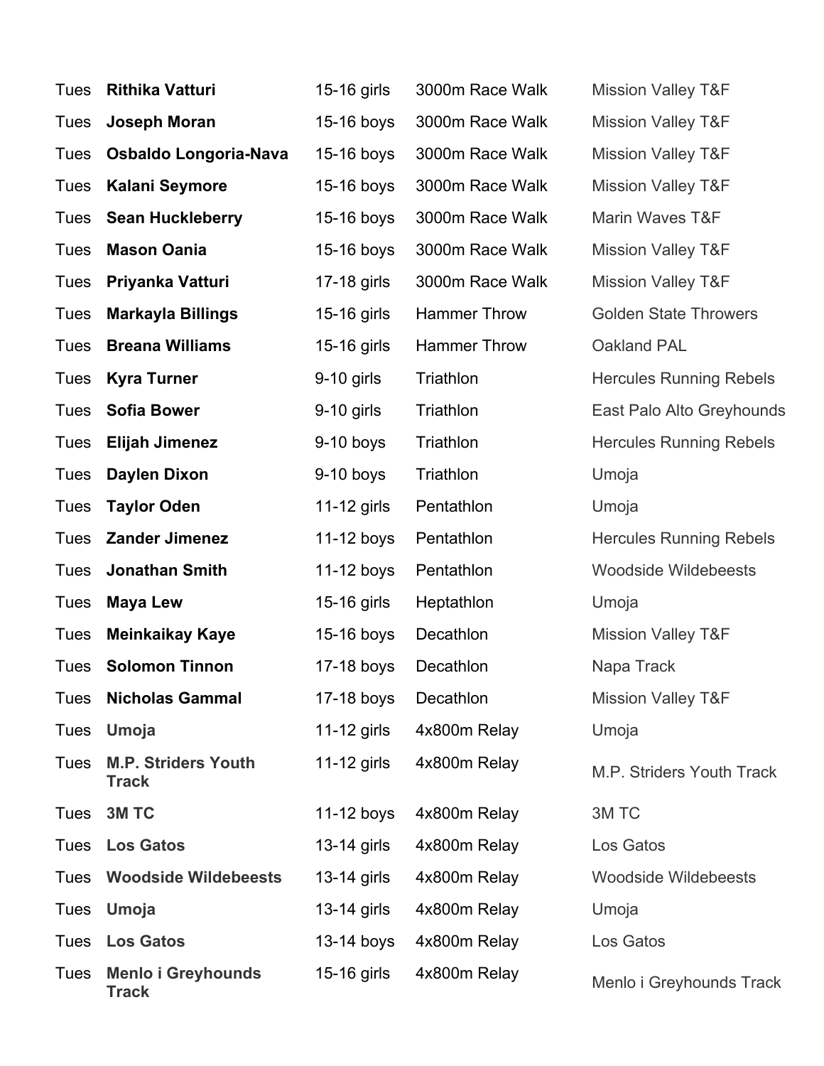| | | | | |
|---|---|---|---|---|
| Tues | **Rithika Vatturi** | 15-16 girls | 3000m Race Walk | Mission Valley T&F |
| Tues | **Joseph Moran** | 15-16 boys | 3000m Race Walk | Mission Valley T&F |
| Tues | **Osbaldo Longoria-Nava** | 15-16 boys | 3000m Race Walk | Mission Valley T&F |
| Tues | **Kalani Seymore** | 15-16 boys | 3000m Race Walk | Mission Valley T&F |
| Tues | **Sean Huckleberry** | 15-16 boys | 3000m Race Walk | Marin Waves T&F |
| Tues | **Mason Oania** | 15-16 boys | 3000m Race Walk | Mission Valley T&F |
| Tues | **Priyanka Vatturi** | 17-18 girls | 3000m Race Walk | Mission Valley T&F |
| Tues | **Markayla Billings** | 15-16 girls | Hammer Throw | Golden State Throwers |
| Tues | **Breana Williams** | 15-16 girls | Hammer Throw | Oakland PAL |
| Tues | **Kyra Turner** | 9-10 girls | Triathlon | Hercules Running Rebels |
| Tues | **Sofia Bower** | 9-10 girls | Triathlon | East Palo Alto Greyhounds |
| Tues | **Elijah Jimenez** | 9-10 boys | Triathlon | Hercules Running Rebels |
| Tues | **Daylen Dixon** | 9-10 boys | Triathlon | Umoja |
| Tues | **Taylor Oden** | 11-12 girls | Pentathlon | Umoja |
| Tues | **Zander Jimenez** | 11-12 boys | Pentathlon | Hercules Running Rebels |
| Tues | **Jonathan Smith** | 11-12 boys | Pentathlon | Woodside Wildebeests |
| Tues | **Maya Lew** | 15-16 girls | Heptathlon | Umoja |
| Tues | **Meinkaikay Kaye** | 15-16 boys | Decathlon | Mission Valley T&F |
| Tues | **Solomon Tinnon** | 17-18 boys | Decathlon | Napa Track |
| Tues | **Nicholas Gammal** | 17-18 boys | Decathlon | Mission Valley T&F |
| Tues | **Umoja** | 11-12 girls | 4x800m Relay | Umoja |
| Tues | **M.P. Striders Youth Track** | 11-12 girls | 4x800m Relay | M.P. Striders Youth Track |
| Tues | **3M TC** | 11-12 boys | 4x800m Relay | 3M TC |
| Tues | **Los Gatos** | 13-14 girls | 4x800m Relay | Los Gatos |
| Tues | **Woodside Wildebeests** | 13-14 girls | 4x800m Relay | Woodside Wildebeests |
| Tues | **Umoja** | 13-14 girls | 4x800m Relay | Umoja |
| Tues | **Los Gatos** | 13-14 boys | 4x800m Relay | Los Gatos |
| Tues | **Menlo i Greyhounds Track** | 15-16 girls | 4x800m Relay | Menlo i Greyhounds Track |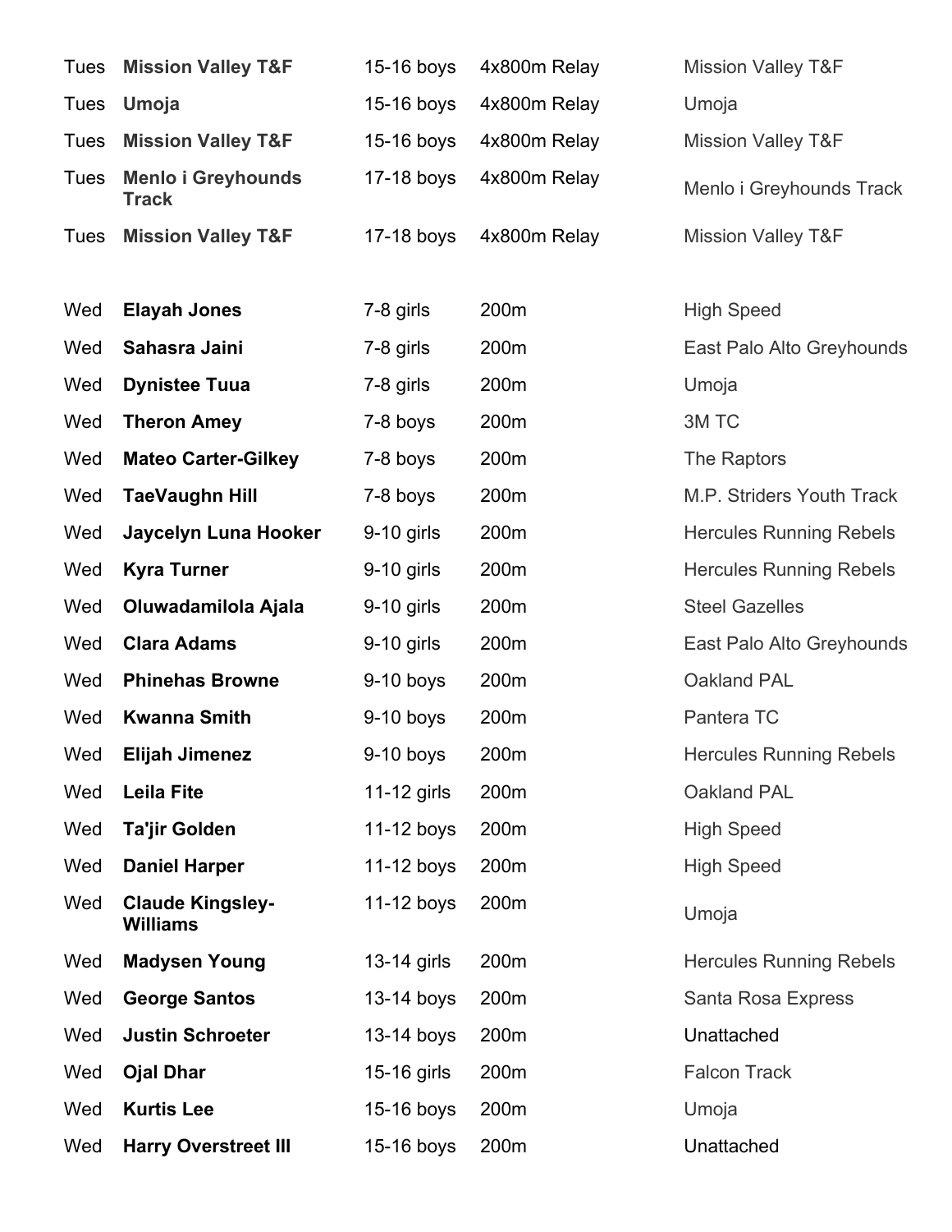| | | | | |
|---|---|---|---|---|
| Tues | **Mission Valley T&F** | 15-16 boys | 4x800m Relay | Mission Valley T&F |
| Tues | **Umoja** | 15-16 boys | 4x800m Relay | Umoja |
| Tues | **Mission Valley T&F** | 15-16 boys | 4x800m Relay | Mission Valley T&F |
| Tues | **Menlo i Greyhounds Track** | 17-18 boys | 4x800m Relay | Menlo i Greyhounds Track |
| Tues | **Mission Valley T&F** | 17-18 boys | 4x800m Relay | Mission Valley T&F |
| Wed | **Elayah Jones** | 7-8 girls | 200m | High Speed |
| Wed | **Sahasra Jaini** | 7-8 girls | 200m | East Palo Alto Greyhounds |
| Wed | **Dynistee Tuua** | 7-8 girls | 200m | Umoja |
| Wed | **Theron Amey** | 7-8 boys | 200m | 3M TC |
| Wed | **Mateo Carter-Gilkey** | 7-8 boys | 200m | The Raptors |
| Wed | **TaeVaughn Hill** | 7-8 boys | 200m | M.P. Striders Youth Track |
| Wed | **Jaycelyn Luna Hooker** | 9-10 girls | 200m | Hercules Running Rebels |
| Wed | **Kyra Turner** | 9-10 girls | 200m | Hercules Running Rebels |
| Wed | **Oluwadamilola Ajala** | 9-10 girls | 200m | Steel Gazelles |
| Wed | **Clara Adams** | 9-10 girls | 200m | East Palo Alto Greyhounds |
| Wed | **Phinehas Browne** | 9-10 boys | 200m | Oakland PAL |
| Wed | **Kwanna Smith** | 9-10 boys | 200m | Pantera TC |
| Wed | **Elijah Jimenez** | 9-10 boys | 200m | Hercules Running Rebels |
| Wed | **Leila Fite** | 11-12 girls | 200m | Oakland PAL |
| Wed | **Ta'jir Golden** | 11-12 boys | 200m | High Speed |
| Wed | **Daniel Harper** | 11-12 boys | 200m | High Speed |
| Wed | **Claude Kingsley-Williams** | 11-12 boys | 200m | Umoja |
| Wed | **Madysen Young** | 13-14 girls | 200m | Hercules Running Rebels |
| Wed | **George Santos** | 13-14 boys | 200m | Santa Rosa Express |
| Wed | **Justin Schroeter** | 13-14 boys | 200m | Unattached |
| Wed | **Ojal Dhar** | 15-16 girls | 200m | Falcon Track |
| Wed | **Kurtis Lee** | 15-16 boys | 200m | Umoja |
| Wed | **Harry Overstreet III** | 15-16 boys | 200m | Unattached |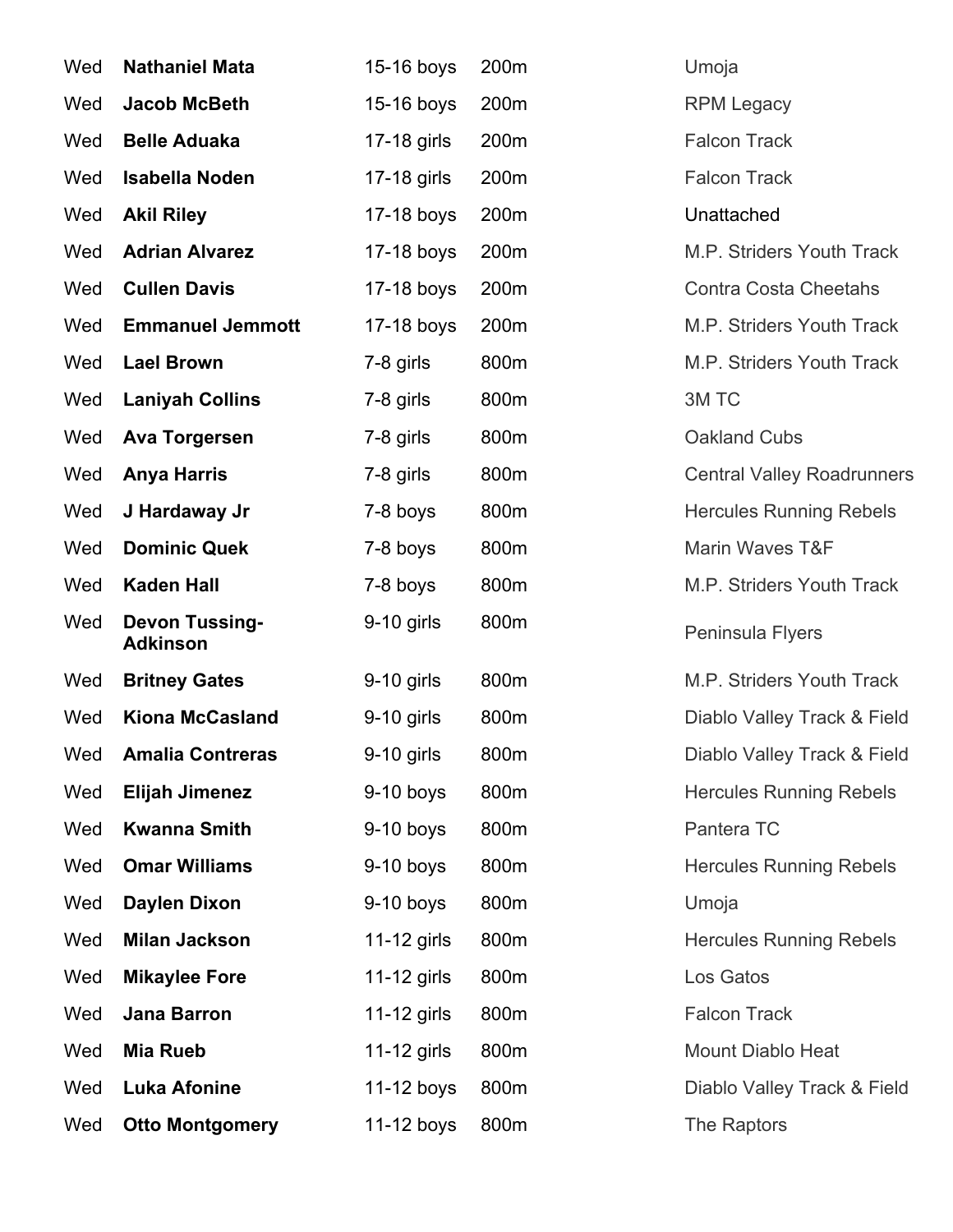| | | | | |
|---|---|---|---|---|
| Wed | **Nathaniel Mata** | 15-16 boys | 200m | Umoja |
| Wed | **Jacob McBeth** | 15-16 boys | 200m | RPM Legacy |
| Wed | **Belle Aduaka** | 17-18 girls | 200m | Falcon Track |
| Wed | **Isabella Noden** | 17-18 girls | 200m | Falcon Track |
| Wed | **Akil Riley** | 17-18 boys | 200m | Unattached |
| Wed | **Adrian Alvarez** | 17-18 boys | 200m | M.P. Striders Youth Track |
| Wed | **Cullen Davis** | 17-18 boys | 200m | Contra Costa Cheetahs |
| Wed | **Emmanuel Jemmott** | 17-18 boys | 200m | M.P. Striders Youth Track |
| Wed | **Lael Brown** | 7-8 girls | 800m | M.P. Striders Youth Track |
| Wed | **Laniyah Collins** | 7-8 girls | 800m | 3M TC |
| Wed | **Ava Torgersen** | 7-8 girls | 800m | Oakland Cubs |
| Wed | **Anya Harris** | 7-8 girls | 800m | Central Valley Roadrunners |
| Wed | **J Hardaway Jr** | 7-8 boys | 800m | Hercules Running Rebels |
| Wed | **Dominic Quek** | 7-8 boys | 800m | Marin Waves T&F |
| Wed | **Kaden Hall** | 7-8 boys | 800m | M.P. Striders Youth Track |
| Wed | **Devon Tussing-Adkinson** | 9-10 girls | 800m | Peninsula Flyers |
| Wed | **Britney Gates** | 9-10 girls | 800m | M.P. Striders Youth Track |
| Wed | **Kiona McCasland** | 9-10 girls | 800m | Diablo Valley Track & Field |
| Wed | **Amalia Contreras** | 9-10 girls | 800m | Diablo Valley Track & Field |
| Wed | **Elijah Jimenez** | 9-10 boys | 800m | Hercules Running Rebels |
| Wed | **Kwanna Smith** | 9-10 boys | 800m | Pantera TC |
| Wed | **Omar Williams** | 9-10 boys | 800m | Hercules Running Rebels |
| Wed | **Daylen Dixon** | 9-10 boys | 800m | Umoja |
| Wed | **Milan Jackson** | 11-12 girls | 800m | Hercules Running Rebels |
| Wed | **Mikaylee Fore** | 11-12 girls | 800m | Los Gatos |
| Wed | **Jana Barron** | 11-12 girls | 800m | Falcon Track |
| Wed | **Mia Rueb** | 11-12 girls | 800m | Mount Diablo Heat |
| Wed | **Luka Afonine** | 11-12 boys | 800m | Diablo Valley Track & Field |
| Wed | **Otto Montgomery** | 11-12 boys | 800m | The Raptors |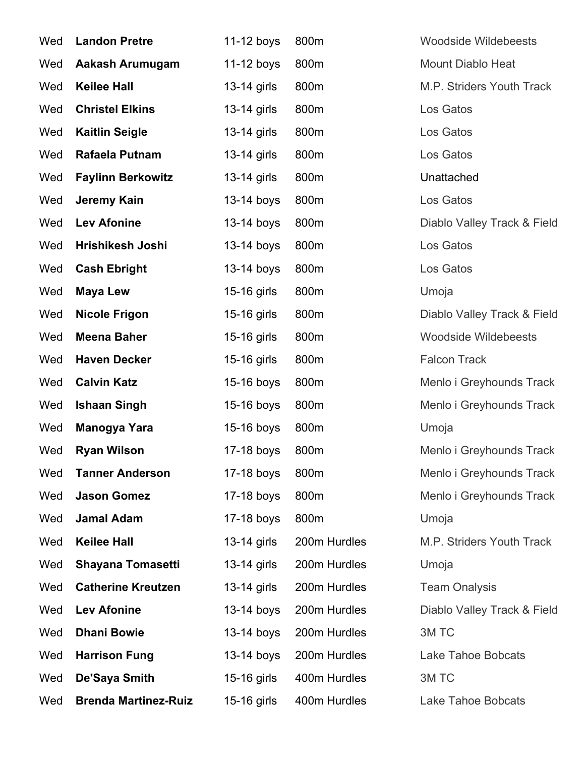| | | | | |
|---|---|---|---|---|
| Wed | **Landon Pretre** | 11-12 boys | 800m | Woodside Wildebeests |
| Wed | **Aakash Arumugam** | 11-12 boys | 800m | Mount Diablo Heat |
| Wed | **Keilee Hall** | 13-14 girls | 800m | M.P. Striders Youth Track |
| Wed | **Christel Elkins** | 13-14 girls | 800m | Los Gatos |
| Wed | **Kaitlin Seigle** | 13-14 girls | 800m | Los Gatos |
| Wed | **Rafaela Putnam** | 13-14 girls | 800m | Los Gatos |
| Wed | **Faylinn Berkowitz** | 13-14 girls | 800m | Unattached |
| Wed | **Jeremy Kain** | 13-14 boys | 800m | Los Gatos |
| Wed | **Lev Afonine** | 13-14 boys | 800m | Diablo Valley Track & Field |
| Wed | **Hrishikesh Joshi** | 13-14 boys | 800m | Los Gatos |
| Wed | **Cash Ebright** | 13-14 boys | 800m | Los Gatos |
| Wed | **Maya Lew** | 15-16 girls | 800m | Umoja |
| Wed | **Nicole Frigon** | 15-16 girls | 800m | Diablo Valley Track & Field |
| Wed | **Meena Baher** | 15-16 girls | 800m | Woodside Wildebeests |
| Wed | **Haven Decker** | 15-16 girls | 800m | Falcon Track |
| Wed | **Calvin Katz** | 15-16 boys | 800m | Menlo i Greyhounds Track |
| Wed | **Ishaan Singh** | 15-16 boys | 800m | Menlo i Greyhounds Track |
| Wed | **Manogya Yara** | 15-16 boys | 800m | Umoja |
| Wed | **Ryan Wilson** | 17-18 boys | 800m | Menlo i Greyhounds Track |
| Wed | **Tanner Anderson** | 17-18 boys | 800m | Menlo i Greyhounds Track |
| Wed | **Jason Gomez** | 17-18 boys | 800m | Menlo i Greyhounds Track |
| Wed | **Jamal Adam** | 17-18 boys | 800m | Umoja |
| Wed | **Keilee Hall** | 13-14 girls | 200m Hurdles | M.P. Striders Youth Track |
| Wed | **Shayana Tomasetti** | 13-14 girls | 200m Hurdles | Umoja |
| Wed | **Catherine Kreutzen** | 13-14 girls | 200m Hurdles | Team Onalysis |
| Wed | **Lev Afonine** | 13-14 boys | 200m Hurdles | Diablo Valley Track & Field |
| Wed | **Dhani Bowie** | 13-14 boys | 200m Hurdles | 3M TC |
| Wed | **Harrison Fung** | 13-14 boys | 200m Hurdles | Lake Tahoe Bobcats |
| Wed | **De'Saya Smith** | 15-16 girls | 400m Hurdles | 3M TC |
| Wed | **Brenda Martinez-Ruiz** | 15-16 girls | 400m Hurdles | Lake Tahoe Bobcats |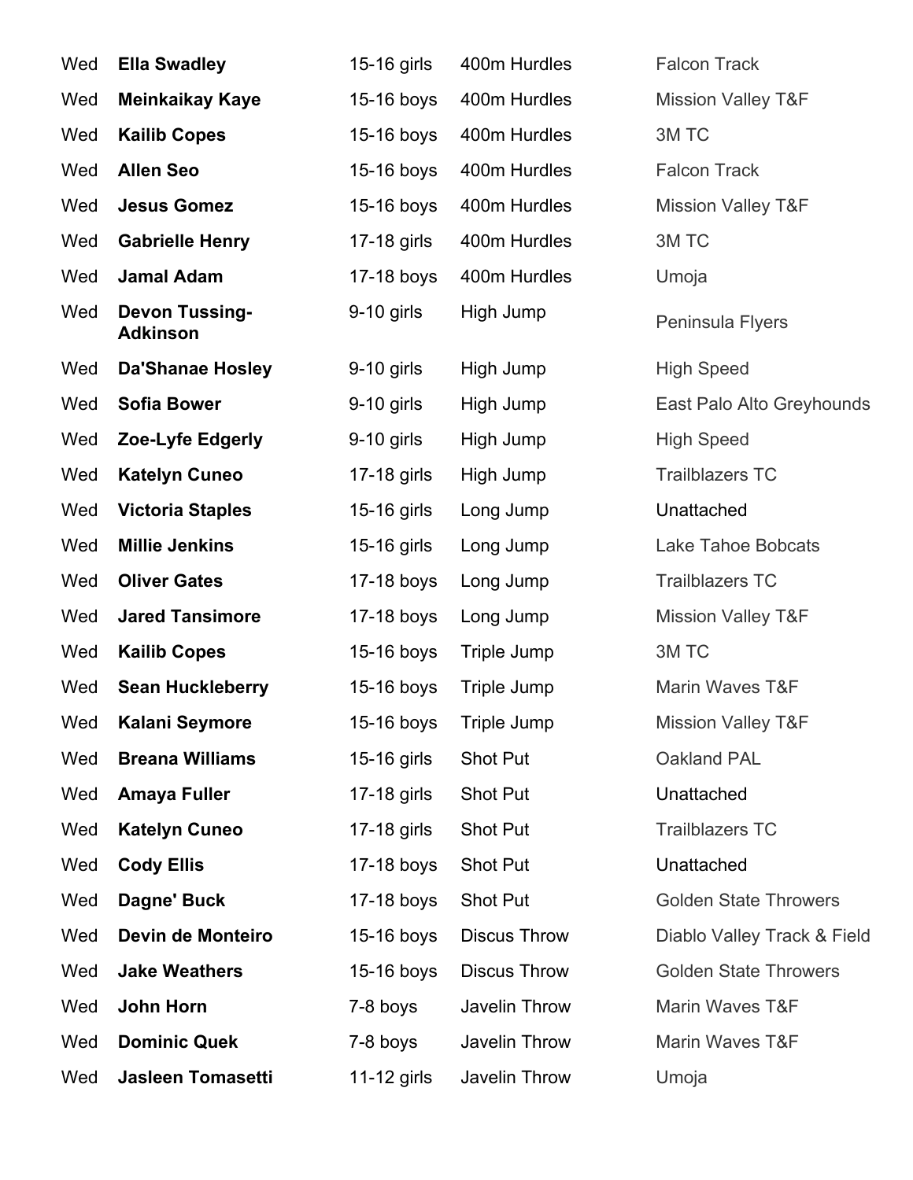| | | | | |
|---|---|---|---|---|
| Wed | **Ella Swadley** | 15-16 girls | 400m Hurdles | Falcon Track |
| Wed | **Meinkaikay Kaye** | 15-16 boys | 400m Hurdles | Mission Valley T&F |
| Wed | **Kailib Copes** | 15-16 boys | 400m Hurdles | 3M TC |
| Wed | **Allen Seo** | 15-16 boys | 400m Hurdles | Falcon Track |
| Wed | **Jesus Gomez** | 15-16 boys | 400m Hurdles | Mission Valley T&F |
| Wed | **Gabrielle Henry** | 17-18 girls | 400m Hurdles | 3M TC |
| Wed | **Jamal Adam** | 17-18 boys | 400m Hurdles | Umoja |
| Wed | **Devon Tussing-Adkinson** | 9-10 girls | High Jump | Peninsula Flyers |
| Wed | **Da'Shanae Hosley** | 9-10 girls | High Jump | High Speed |
| Wed | **Sofia Bower** | 9-10 girls | High Jump | East Palo Alto Greyhounds |
| Wed | **Zoe-Lyfe Edgerly** | 9-10 girls | High Jump | High Speed |
| Wed | **Katelyn Cuneo** | 17-18 girls | High Jump | Trailblazers TC |
| Wed | **Victoria Staples** | 15-16 girls | Long Jump | Unattached |
| Wed | **Millie Jenkins** | 15-16 girls | Long Jump | Lake Tahoe Bobcats |
| Wed | **Oliver Gates** | 17-18 boys | Long Jump | Trailblazers TC |
| Wed | **Jared Tansimore** | 17-18 boys | Long Jump | Mission Valley T&F |
| Wed | **Kailib Copes** | 15-16 boys | Triple Jump | 3M TC |
| Wed | **Sean Huckleberry** | 15-16 boys | Triple Jump | Marin Waves T&F |
| Wed | **Kalani Seymore** | 15-16 boys | Triple Jump | Mission Valley T&F |
| Wed | **Breana Williams** | 15-16 girls | Shot Put | Oakland PAL |
| Wed | **Amaya Fuller** | 17-18 girls | Shot Put | Unattached |
| Wed | **Katelyn Cuneo** | 17-18 girls | Shot Put | Trailblazers TC |
| Wed | **Cody Ellis** | 17-18 boys | Shot Put | Unattached |
| Wed | **Dagne' Buck** | 17-18 boys | Shot Put | Golden State Throwers |
| Wed | **Devin de Monteiro** | 15-16 boys | Discus Throw | Diablo Valley Track & Field |
| Wed | **Jake Weathers** | 15-16 boys | Discus Throw | Golden State Throwers |
| Wed | **John Horn** | 7-8 boys | Javelin Throw | Marin Waves T&F |
| Wed | **Dominic Quek** | 7-8 boys | Javelin Throw | Marin Waves T&F |
| Wed | **Jasleen Tomasetti** | 11-12 girls | Javelin Throw | Umoja |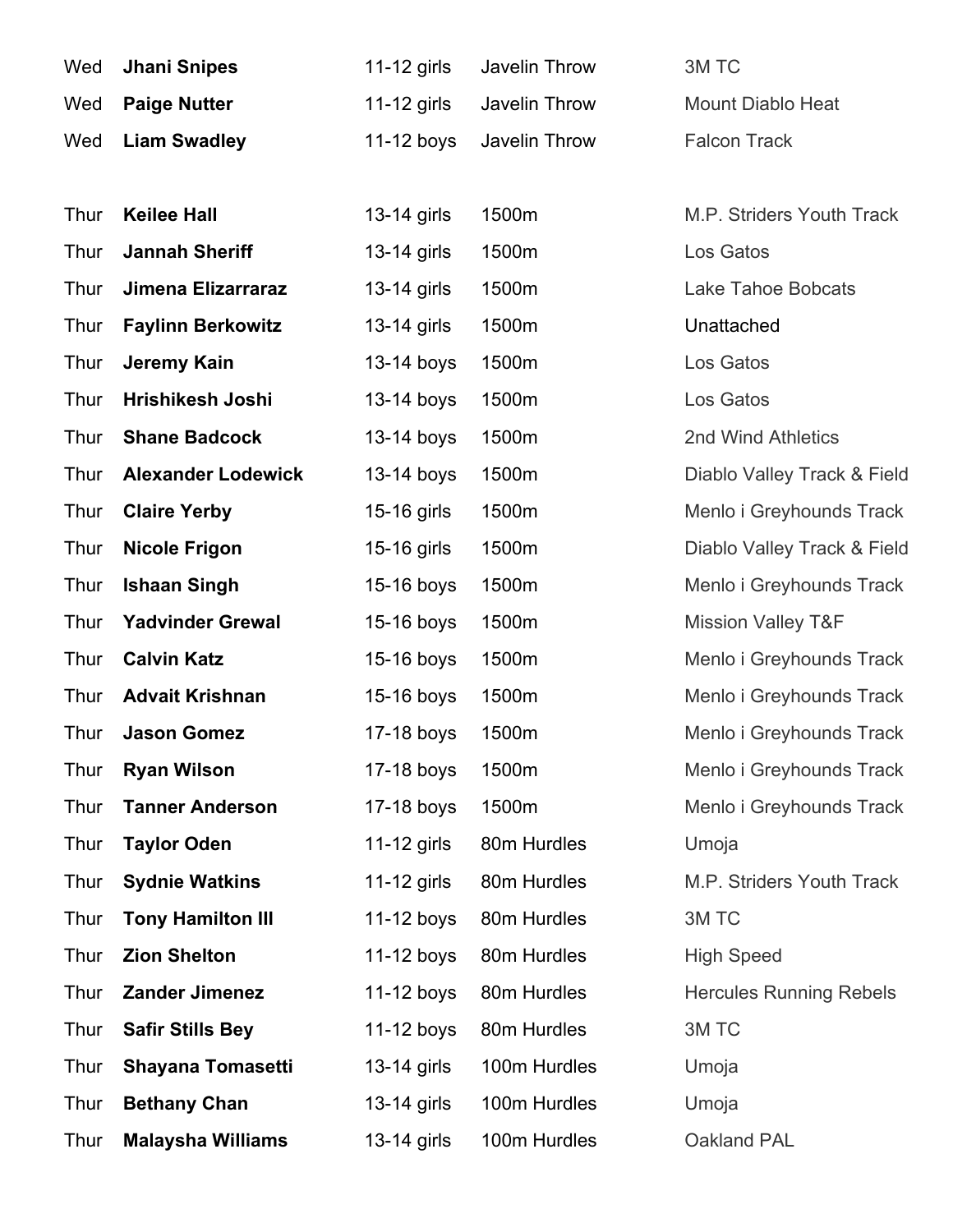| | | | | |
|---|---|---|---|---|
| Wed | **Jhani Snipes** | 11-12 girls | Javelin Throw | 3M TC |
| Wed | **Paige Nutter** | 11-12 girls | Javelin Throw | Mount Diablo Heat |
| Wed | **Liam Swadley** | 11-12 boys | Javelin Throw | Falcon Track |

| | | | | |
|---|---|---|---|---|
| Thur | **Keilee Hall** | 13-14 girls | 1500m | M.P. Striders Youth Track |
| Thur | **Jannah Sheriff** | 13-14 girls | 1500m | Los Gatos |
| Thur | **Jimena Elizarraraz** | 13-14 girls | 1500m | Lake Tahoe Bobcats |
| Thur | **Faylinn Berkowitz** | 13-14 girls | 1500m | Unattached |
| Thur | **Jeremy Kain** | 13-14 boys | 1500m | Los Gatos |
| Thur | **Hrishikesh Joshi** | 13-14 boys | 1500m | Los Gatos |
| Thur | **Shane Badcock** | 13-14 boys | 1500m | 2nd Wind Athletics |
| Thur | **Alexander Lodewick** | 13-14 boys | 1500m | Diablo Valley Track & Field |
| Thur | **Claire Yerby** | 15-16 girls | 1500m | Menlo i Greyhounds Track |
| Thur | **Nicole Frigon** | 15-16 girls | 1500m | Diablo Valley Track & Field |
| Thur | **Ishaan Singh** | 15-16 boys | 1500m | Menlo i Greyhounds Track |
| Thur | **Yadvinder Grewal** | 15-16 boys | 1500m | Mission Valley T&F |
| Thur | **Calvin Katz** | 15-16 boys | 1500m | Menlo i Greyhounds Track |
| Thur | **Advait Krishnan** | 15-16 boys | 1500m | Menlo i Greyhounds Track |
| Thur | **Jason Gomez** | 17-18 boys | 1500m | Menlo i Greyhounds Track |
| Thur | **Ryan Wilson** | 17-18 boys | 1500m | Menlo i Greyhounds Track |
| Thur | **Tanner Anderson** | 17-18 boys | 1500m | Menlo i Greyhounds Track |
| Thur | **Taylor Oden** | 11-12 girls | 80m Hurdles | Umoja |
| Thur | **Sydnie Watkins** | 11-12 girls | 80m Hurdles | M.P. Striders Youth Track |
| Thur | **Tony Hamilton III** | 11-12 boys | 80m Hurdles | 3M TC |
| Thur | **Zion Shelton** | 11-12 boys | 80m Hurdles | High Speed |
| Thur | **Zander Jimenez** | 11-12 boys | 80m Hurdles | Hercules Running Rebels |
| Thur | **Safir Stills Bey** | 11-12 boys | 80m Hurdles | 3M TC |
| Thur | **Shayana Tomasetti** | 13-14 girls | 100m Hurdles | Umoja |
| Thur | **Bethany Chan** | 13-14 girls | 100m Hurdles | Umoja |
| Thur | **Malaysha Williams** | 13-14 girls | 100m Hurdles | Oakland PAL |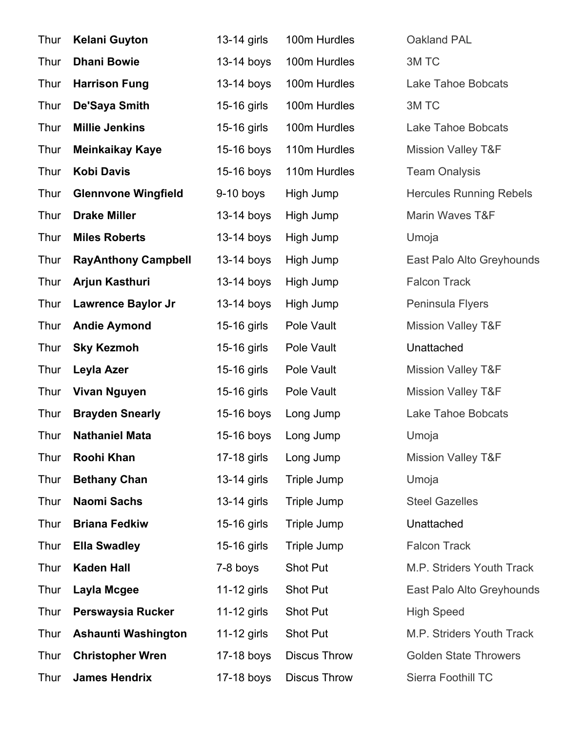| | | | | |
|---|---|---|---|---|
| Thur | **Kelani Guyton** | 13-14 girls | 100m Hurdles | Oakland PAL |
| Thur | **Dhani Bowie** | 13-14 boys | 100m Hurdles | 3M TC |
| Thur | **Harrison Fung** | 13-14 boys | 100m Hurdles | Lake Tahoe Bobcats |
| Thur | **De'Saya Smith** | 15-16 girls | 100m Hurdles | 3M TC |
| Thur | **Millie Jenkins** | 15-16 girls | 100m Hurdles | Lake Tahoe Bobcats |
| Thur | **Meinkaikay Kaye** | 15-16 boys | 110m Hurdles | Mission Valley T&F |
| Thur | **Kobi Davis** | 15-16 boys | 110m Hurdles | Team Onalysis |
| Thur | **Glennvone Wingfield** | 9-10 boys | High Jump | Hercules Running Rebels |
| Thur | **Drake Miller** | 13-14 boys | High Jump | Marin Waves T&F |
| Thur | **Miles Roberts** | 13-14 boys | High Jump | Umoja |
| Thur | **RayAnthony Campbell** | 13-14 boys | High Jump | East Palo Alto Greyhounds |
| Thur | **Arjun Kasthuri** | 13-14 boys | High Jump | Falcon Track |
| Thur | **Lawrence Baylor Jr** | 13-14 boys | High Jump | Peninsula Flyers |
| Thur | **Andie Aymond** | 15-16 girls | Pole Vault | Mission Valley T&F |
| Thur | **Sky Kezmoh** | 15-16 girls | Pole Vault | Unattached |
| Thur | **Leyla Azer** | 15-16 girls | Pole Vault | Mission Valley T&F |
| Thur | **Vivan Nguyen** | 15-16 girls | Pole Vault | Mission Valley T&F |
| Thur | **Brayden Snearly** | 15-16 boys | Long Jump | Lake Tahoe Bobcats |
| Thur | **Nathaniel Mata** | 15-16 boys | Long Jump | Umoja |
| Thur | **Roohi Khan** | 17-18 girls | Long Jump | Mission Valley T&F |
| Thur | **Bethany Chan** | 13-14 girls | Triple Jump | Umoja |
| Thur | **Naomi Sachs** | 13-14 girls | Triple Jump | Steel Gazelles |
| Thur | **Briana Fedkiw** | 15-16 girls | Triple Jump | Unattached |
| Thur | **Ella Swadley** | 15-16 girls | Triple Jump | Falcon Track |
| Thur | **Kaden Hall** | 7-8 boys | Shot Put | M.P. Striders Youth Track |
| Thur | **Layla Mcgee** | 11-12 girls | Shot Put | East Palo Alto Greyhounds |
| Thur | **Perswaysia Rucker** | 11-12 girls | Shot Put | High Speed |
| Thur | **Ashaunti Washington** | 11-12 girls | Shot Put | M.P. Striders Youth Track |
| Thur | **Christopher Wren** | 17-18 boys | Discus Throw | Golden State Throwers |
| Thur | **James Hendrix** | 17-18 boys | Discus Throw | Sierra Foothill TC |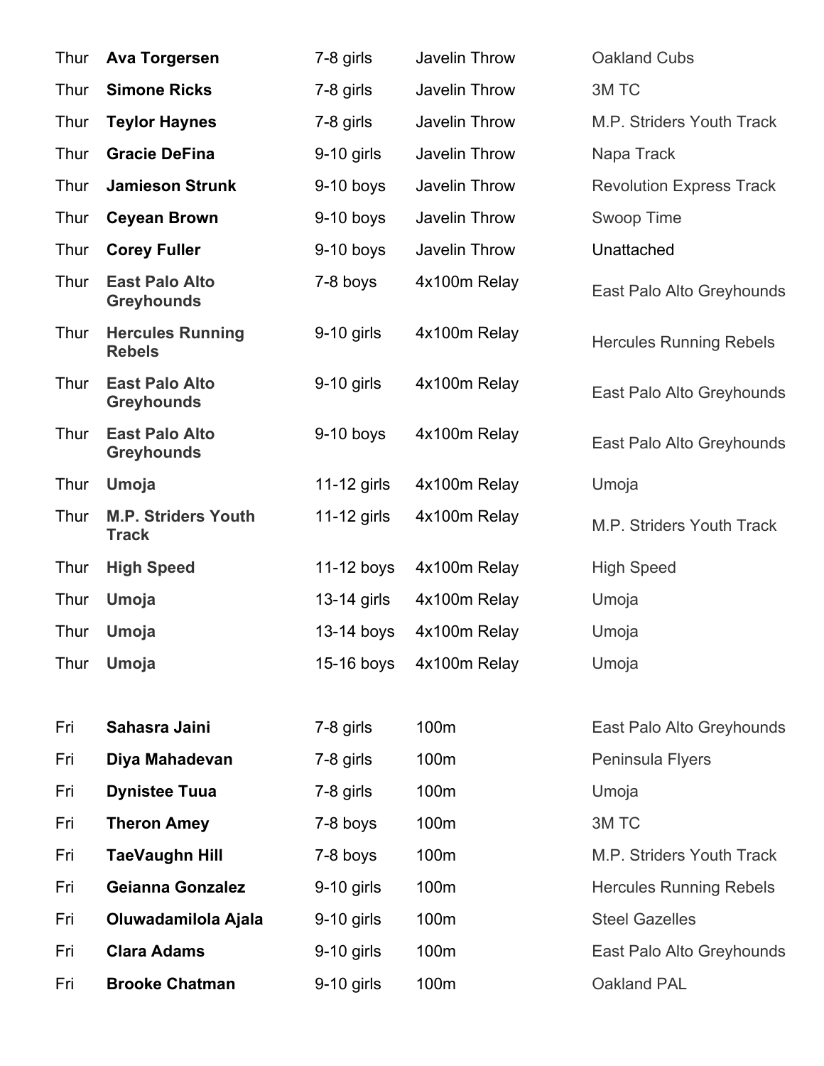| | | | | |
|---|---|---|---|---|
| Thur | **Ava Torgersen** | 7-8 girls | Javelin Throw | Oakland Cubs |
| Thur | **Simone Ricks** | 7-8 girls | Javelin Throw | 3M TC |
| Thur | **Teylor Haynes** | 7-8 girls | Javelin Throw | M.P. Striders Youth Track |
| Thur | **Gracie DeFina** | 9-10 girls | Javelin Throw | Napa Track |
| Thur | **Jamieson Strunk** | 9-10 boys | Javelin Throw | Revolution Express Track |
| Thur | **Ceyean Brown** | 9-10 boys | Javelin Throw | Swoop Time |
| Thur | **Corey Fuller** | 9-10 boys | Javelin Throw | Unattached |
| Thur | **East Palo Alto Greyhounds** | 7-8 boys | 4x100m Relay | East Palo Alto Greyhounds |
| Thur | **Hercules Running Rebels** | 9-10 girls | 4x100m Relay | Hercules Running Rebels |
| Thur | **East Palo Alto Greyhounds** | 9-10 girls | 4x100m Relay | East Palo Alto Greyhounds |
| Thur | **East Palo Alto Greyhounds** | 9-10 boys | 4x100m Relay | East Palo Alto Greyhounds |
| Thur | **Umoja** | 11-12 girls | 4x100m Relay | Umoja |
| Thur | **M.P. Striders Youth Track** | 11-12 girls | 4x100m Relay | M.P. Striders Youth Track |
| Thur | **High Speed** | 11-12 boys | 4x100m Relay | High Speed |
| Thur | **Umoja** | 13-14 girls | 4x100m Relay | Umoja |
| Thur | **Umoja** | 13-14 boys | 4x100m Relay | Umoja |
| Thur | **Umoja** | 15-16 boys | 4x100m Relay | Umoja |
| | | | | |
| Fri | **Sahasra Jaini** | 7-8 girls | 100m | East Palo Alto Greyhounds |
| Fri | **Diya Mahadevan** | 7-8 girls | 100m | Peninsula Flyers |
| Fri | **Dynistee Tuua** | 7-8 girls | 100m | Umoja |
| Fri | **Theron Amey** | 7-8 boys | 100m | 3M TC |
| Fri | **TaeVaughn Hill** | 7-8 boys | 100m | M.P. Striders Youth Track |
| Fri | **Geianna Gonzalez** | 9-10 girls | 100m | Hercules Running Rebels |
| Fri | **Oluwadamilola Ajala** | 9-10 girls | 100m | Steel Gazelles |
| Fri | **Clara Adams** | 9-10 girls | 100m | East Palo Alto Greyhounds |
| Fri | **Brooke Chatman** | 9-10 girls | 100m | Oakland PAL |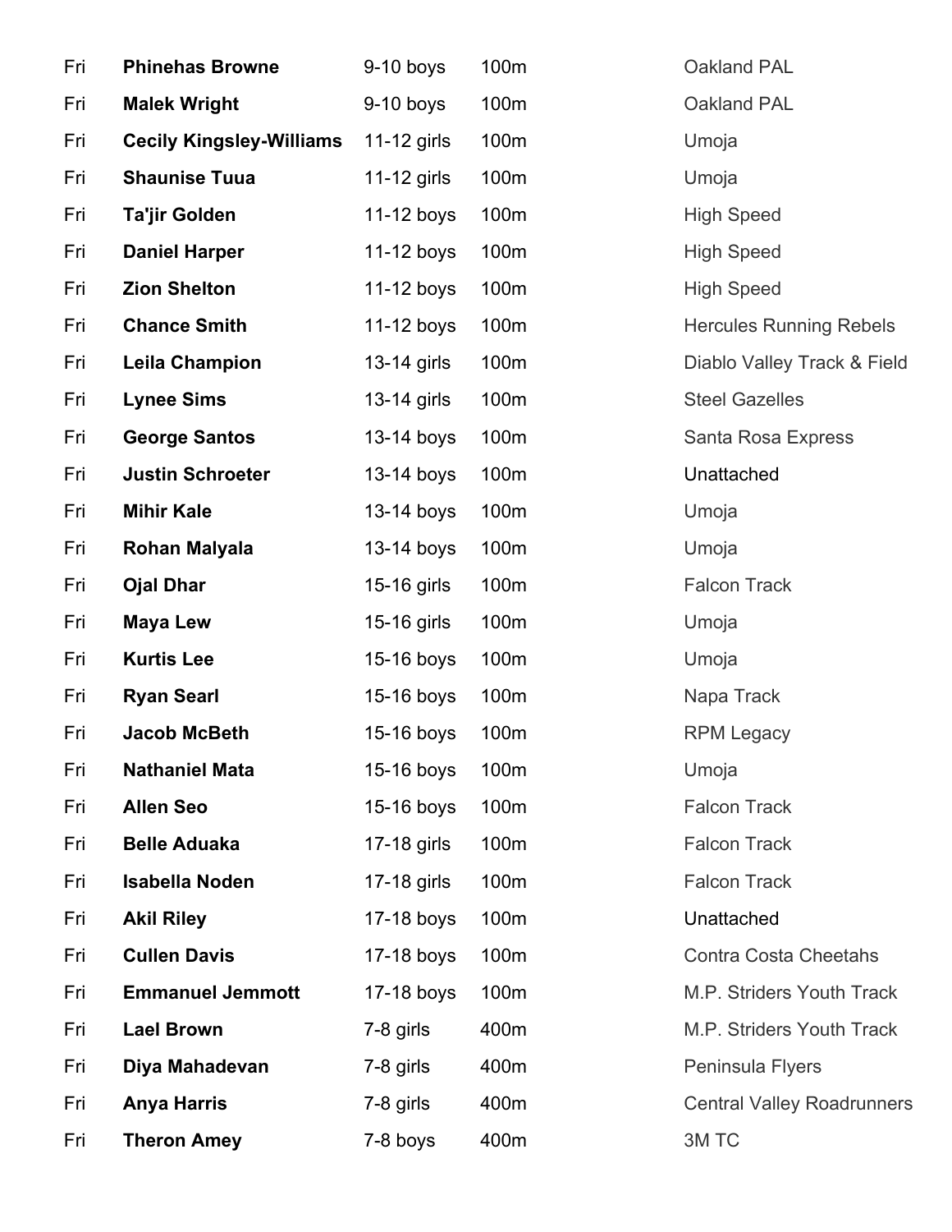| | | | | |
|---|---|---|---|---|
| Fri | **Phinehas Browne** | 9-10 boys | 100m | Oakland PAL |
| Fri | **Malek Wright** | 9-10 boys | 100m | Oakland PAL |
| Fri | **Cecily Kingsley-Williams** | 11-12 girls | 100m | Umoja |
| Fri | **Shaunise Tuua** | 11-12 girls | 100m | Umoja |
| Fri | **Ta'jir Golden** | 11-12 boys | 100m | High Speed |
| Fri | **Daniel Harper** | 11-12 boys | 100m | High Speed |
| Fri | **Zion Shelton** | 11-12 boys | 100m | High Speed |
| Fri | **Chance Smith** | 11-12 boys | 100m | Hercules Running Rebels |
| Fri | **Leila Champion** | 13-14 girls | 100m | Diablo Valley Track & Field |
| Fri | **Lynee Sims** | 13-14 girls | 100m | Steel Gazelles |
| Fri | **George Santos** | 13-14 boys | 100m | Santa Rosa Express |
| Fri | **Justin Schroeter** | 13-14 boys | 100m | Unattached |
| Fri | **Mihir Kale** | 13-14 boys | 100m | Umoja |
| Fri | **Rohan Malyala** | 13-14 boys | 100m | Umoja |
| Fri | **Ojal Dhar** | 15-16 girls | 100m | Falcon Track |
| Fri | **Maya Lew** | 15-16 girls | 100m | Umoja |
| Fri | **Kurtis Lee** | 15-16 boys | 100m | Umoja |
| Fri | **Ryan Searl** | 15-16 boys | 100m | Napa Track |
| Fri | **Jacob McBeth** | 15-16 boys | 100m | RPM Legacy |
| Fri | **Nathaniel Mata** | 15-16 boys | 100m | Umoja |
| Fri | **Allen Seo** | 15-16 boys | 100m | Falcon Track |
| Fri | **Belle Aduaka** | 17-18 girls | 100m | Falcon Track |
| Fri | **Isabella Noden** | 17-18 girls | 100m | Falcon Track |
| Fri | **Akil Riley** | 17-18 boys | 100m | Unattached |
| Fri | **Cullen Davis** | 17-18 boys | 100m | Contra Costa Cheetahs |
| Fri | **Emmanuel Jemmott** | 17-18 boys | 100m | M.P. Striders Youth Track |
| Fri | **Lael Brown** | 7-8 girls | 400m | M.P. Striders Youth Track |
| Fri | **Diya Mahadevan** | 7-8 girls | 400m | Peninsula Flyers |
| Fri | **Anya Harris** | 7-8 girls | 400m | Central Valley Roadrunners |
| Fri | **Theron Amey** | 7-8 boys | 400m | 3M TC |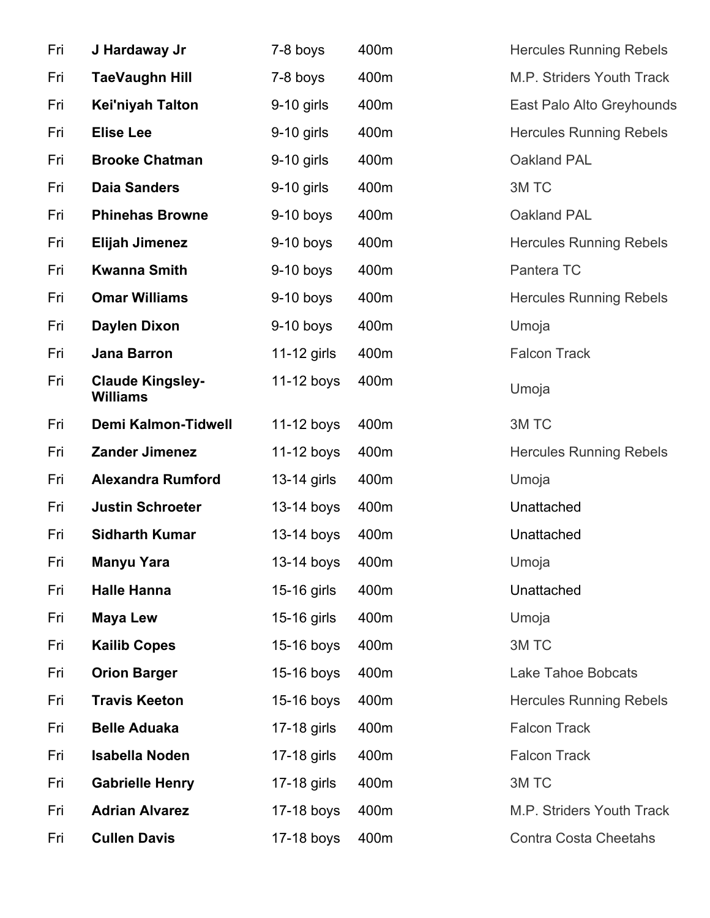| | | | | |
|---|---|---|---|---|
| Fri | **J Hardaway Jr** | 7-8 boys | 400m | Hercules Running Rebels |
| Fri | **TaeVaughn Hill** | 7-8 boys | 400m | M.P. Striders Youth Track |
| Fri | **Kei'niyah Talton** | 9-10 girls | 400m | East Palo Alto Greyhounds |
| Fri | **Elise Lee** | 9-10 girls | 400m | Hercules Running Rebels |
| Fri | **Brooke Chatman** | 9-10 girls | 400m | Oakland PAL |
| Fri | **Daia Sanders** | 9-10 girls | 400m | 3M TC |
| Fri | **Phinehas Browne** | 9-10 boys | 400m | Oakland PAL |
| Fri | **Elijah Jimenez** | 9-10 boys | 400m | Hercules Running Rebels |
| Fri | **Kwanna Smith** | 9-10 boys | 400m | Pantera TC |
| Fri | **Omar Williams** | 9-10 boys | 400m | Hercules Running Rebels |
| Fri | **Daylen Dixon** | 9-10 boys | 400m | Umoja |
| Fri | **Jana Barron** | 11-12 girls | 400m | Falcon Track |
| Fri | **Claude Kingsley-Williams** | 11-12 boys | 400m | Umoja |
| Fri | **Demi Kalmon-Tidwell** | 11-12 boys | 400m | 3M TC |
| Fri | **Zander Jimenez** | 11-12 boys | 400m | Hercules Running Rebels |
| Fri | **Alexandra Rumford** | 13-14 girls | 400m | Umoja |
| Fri | **Justin Schroeter** | 13-14 boys | 400m | Unattached |
| Fri | **Sidharth Kumar** | 13-14 boys | 400m | Unattached |
| Fri | **Manyu Yara** | 13-14 boys | 400m | Umoja |
| Fri | **Halle Hanna** | 15-16 girls | 400m | Unattached |
| Fri | **Maya Lew** | 15-16 girls | 400m | Umoja |
| Fri | **Kailib Copes** | 15-16 boys | 400m | 3M TC |
| Fri | **Orion Barger** | 15-16 boys | 400m | Lake Tahoe Bobcats |
| Fri | **Travis Keeton** | 15-16 boys | 400m | Hercules Running Rebels |
| Fri | **Belle Aduaka** | 17-18 girls | 400m | Falcon Track |
| Fri | **Isabella Noden** | 17-18 girls | 400m | Falcon Track |
| Fri | **Gabrielle Henry** | 17-18 girls | 400m | 3M TC |
| Fri | **Adrian Alvarez** | 17-18 boys | 400m | M.P. Striders Youth Track |
| Fri | **Cullen Davis** | 17-18 boys | 400m | Contra Costa Cheetahs |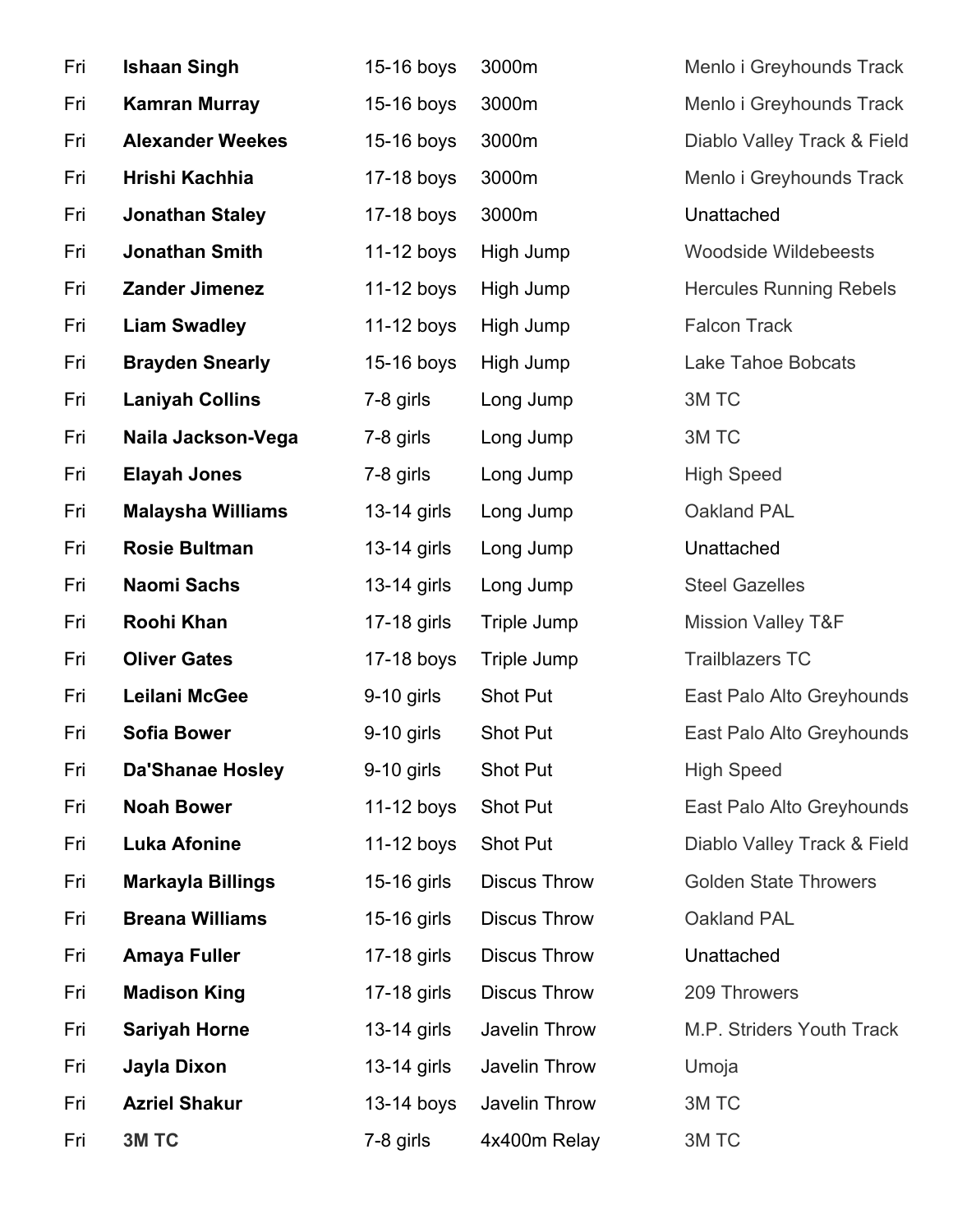| | | | | |
|---|---|---|---|---|
| Fri | **Ishaan Singh** | 15-16 boys | 3000m | Menlo i Greyhounds Track |
| Fri | **Kamran Murray** | 15-16 boys | 3000m | Menlo i Greyhounds Track |
| Fri | **Alexander Weekes** | 15-16 boys | 3000m | Diablo Valley Track & Field |
| Fri | **Hrishi Kachhia** | 17-18 boys | 3000m | Menlo i Greyhounds Track |
| Fri | **Jonathan Staley** | 17-18 boys | 3000m | Unattached |
| Fri | **Jonathan Smith** | 11-12 boys | High Jump | Woodside Wildebeests |
| Fri | **Zander Jimenez** | 11-12 boys | High Jump | Hercules Running Rebels |
| Fri | **Liam Swadley** | 11-12 boys | High Jump | Falcon Track |
| Fri | **Brayden Snearly** | 15-16 boys | High Jump | Lake Tahoe Bobcats |
| Fri | **Laniyah Collins** | 7-8 girls | Long Jump | 3M TC |
| Fri | **Naila Jackson-Vega** | 7-8 girls | Long Jump | 3M TC |
| Fri | **Elayah Jones** | 7-8 girls | Long Jump | High Speed |
| Fri | **Malaysha Williams** | 13-14 girls | Long Jump | Oakland PAL |
| Fri | **Rosie Bultman** | 13-14 girls | Long Jump | Unattached |
| Fri | **Naomi Sachs** | 13-14 girls | Long Jump | Steel Gazelles |
| Fri | **Roohi Khan** | 17-18 girls | Triple Jump | Mission Valley T&F |
| Fri | **Oliver Gates** | 17-18 boys | Triple Jump | Trailblazers TC |
| Fri | **Leilani McGee** | 9-10 girls | Shot Put | East Palo Alto Greyhounds |
| Fri | **Sofia Bower** | 9-10 girls | Shot Put | East Palo Alto Greyhounds |
| Fri | **Da'Shanae Hosley** | 9-10 girls | Shot Put | High Speed |
| Fri | **Noah Bower** | 11-12 boys | Shot Put | East Palo Alto Greyhounds |
| Fri | **Luka Afonine** | 11-12 boys | Shot Put | Diablo Valley Track & Field |
| Fri | **Markayla Billings** | 15-16 girls | Discus Throw | Golden State Throwers |
| Fri | **Breana Williams** | 15-16 girls | Discus Throw | Oakland PAL |
| Fri | **Amaya Fuller** | 17-18 girls | Discus Throw | Unattached |
| Fri | **Madison King** | 17-18 girls | Discus Throw | 209 Throwers |
| Fri | **Sariyah Horne** | 13-14 girls | Javelin Throw | M.P. Striders Youth Track |
| Fri | **Jayla Dixon** | 13-14 girls | Javelin Throw | Umoja |
| Fri | **Azriel Shakur** | 13-14 boys | Javelin Throw | 3M TC |
| Fri | **3M TC** | 7-8 girls | 4x400m Relay | 3M TC |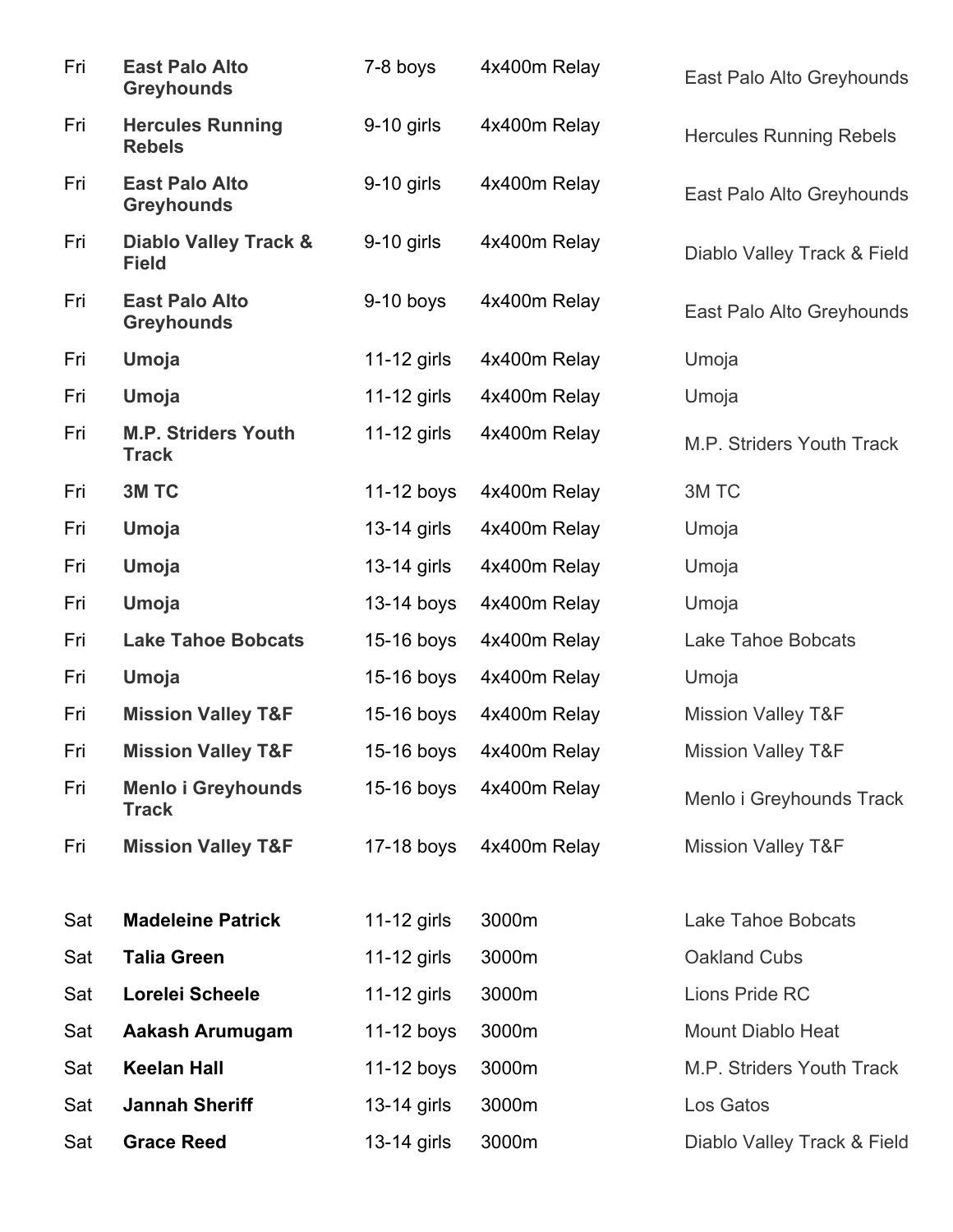| | | | | |
|---|---|---|---|---|
| Fri | **East Palo Alto Greyhounds** | 7-8 boys | 4x400m Relay | East Palo Alto Greyhounds |
| Fri | **Hercules Running Rebels** | 9-10 girls | 4x400m Relay | Hercules Running Rebels |
| Fri | **East Palo Alto Greyhounds** | 9-10 girls | 4x400m Relay | East Palo Alto Greyhounds |
| Fri | **Diablo Valley Track & Field** | 9-10 girls | 4x400m Relay | Diablo Valley Track & Field |
| Fri | **East Palo Alto Greyhounds** | 9-10 boys | 4x400m Relay | East Palo Alto Greyhounds |
| Fri | **Umoja** | 11-12 girls | 4x400m Relay | Umoja |
| Fri | **Umoja** | 11-12 girls | 4x400m Relay | Umoja |
| Fri | **M.P. Striders Youth Track** | 11-12 girls | 4x400m Relay | M.P. Striders Youth Track |
| Fri | **3M TC** | 11-12 boys | 4x400m Relay | 3M TC |
| Fri | **Umoja** | 13-14 girls | 4x400m Relay | Umoja |
| Fri | **Umoja** | 13-14 girls | 4x400m Relay | Umoja |
| Fri | **Umoja** | 13-14 boys | 4x400m Relay | Umoja |
| Fri | **Lake Tahoe Bobcats** | 15-16 boys | 4x400m Relay | Lake Tahoe Bobcats |
| Fri | **Umoja** | 15-16 boys | 4x400m Relay | Umoja |
| Fri | **Mission Valley T&F** | 15-16 boys | 4x400m Relay | Mission Valley T&F |
| Fri | **Mission Valley T&F** | 15-16 boys | 4x400m Relay | Mission Valley T&F |
| Fri | **Menlo i Greyhounds Track** | 15-16 boys | 4x400m Relay | Menlo i Greyhounds Track |
| Fri | **Mission Valley T&F** | 17-18 boys | 4x400m Relay | Mission Valley T&F |

| | | | | |
|---|---|---|---|---|
| Sat | **Madeleine Patrick** | 11-12 girls | 3000m | Lake Tahoe Bobcats |
| Sat | **Talia Green** | 11-12 girls | 3000m | Oakland Cubs |
| Sat | **Lorelei Scheele** | 11-12 girls | 3000m | Lions Pride RC |
| Sat | **Aakash Arumugam** | 11-12 boys | 3000m | Mount Diablo Heat |
| Sat | **Keelan Hall** | 11-12 boys | 3000m | M.P. Striders Youth Track |
| Sat | **Jannah Sheriff** | 13-14 girls | 3000m | Los Gatos |
| Sat | **Grace Reed** | 13-14 girls | 3000m | Diablo Valley Track & Field |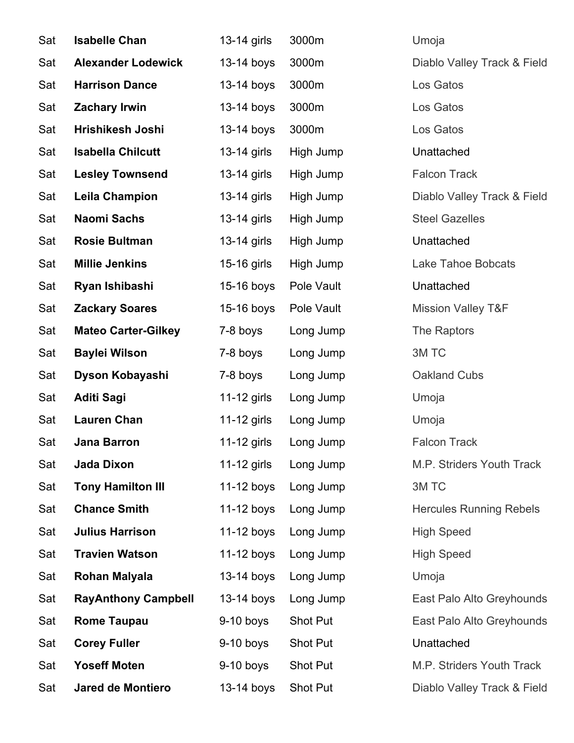| | | | | |
|---|---|---|---|---|
| Sat | **Isabelle Chan** | 13-14 girls | 3000m | Umoja |
| Sat | **Alexander Lodewick** | 13-14 boys | 3000m | Diablo Valley Track & Field |
| Sat | **Harrison Dance** | 13-14 boys | 3000m | Los Gatos |
| Sat | **Zachary Irwin** | 13-14 boys | 3000m | Los Gatos |
| Sat | **Hrishikesh Joshi** | 13-14 boys | 3000m | Los Gatos |
| Sat | **Isabella Chilcutt** | 13-14 girls | High Jump | Unattached |
| Sat | **Lesley Townsend** | 13-14 girls | High Jump | Falcon Track |
| Sat | **Leila Champion** | 13-14 girls | High Jump | Diablo Valley Track & Field |
| Sat | **Naomi Sachs** | 13-14 girls | High Jump | Steel Gazelles |
| Sat | **Rosie Bultman** | 13-14 girls | High Jump | Unattached |
| Sat | **Millie Jenkins** | 15-16 girls | High Jump | Lake Tahoe Bobcats |
| Sat | **Ryan Ishibashi** | 15-16 boys | Pole Vault | Unattached |
| Sat | **Zackary Soares** | 15-16 boys | Pole Vault | Mission Valley T&F |
| Sat | **Mateo Carter-Gilkey** | 7-8 boys | Long Jump | The Raptors |
| Sat | **Baylei Wilson** | 7-8 boys | Long Jump | 3M TC |
| Sat | **Dyson Kobayashi** | 7-8 boys | Long Jump | Oakland Cubs |
| Sat | **Aditi Sagi** | 11-12 girls | Long Jump | Umoja |
| Sat | **Lauren Chan** | 11-12 girls | Long Jump | Umoja |
| Sat | **Jana Barron** | 11-12 girls | Long Jump | Falcon Track |
| Sat | **Jada Dixon** | 11-12 girls | Long Jump | M.P. Striders Youth Track |
| Sat | **Tony Hamilton III** | 11-12 boys | Long Jump | 3M TC |
| Sat | **Chance Smith** | 11-12 boys | Long Jump | Hercules Running Rebels |
| Sat | **Julius Harrison** | 11-12 boys | Long Jump | High Speed |
| Sat | **Travien Watson** | 11-12 boys | Long Jump | High Speed |
| Sat | **Rohan Malyala** | 13-14 boys | Long Jump | Umoja |
| Sat | **RayAnthony Campbell** | 13-14 boys | Long Jump | East Palo Alto Greyhounds |
| Sat | **Rome Taupau** | 9-10 boys | Shot Put | East Palo Alto Greyhounds |
| Sat | **Corey Fuller** | 9-10 boys | Shot Put | Unattached |
| Sat | **Yoseff Moten** | 9-10 boys | Shot Put | M.P. Striders Youth Track |
| Sat | **Jared de Montiero** | 13-14 boys | Shot Put | Diablo Valley Track & Field |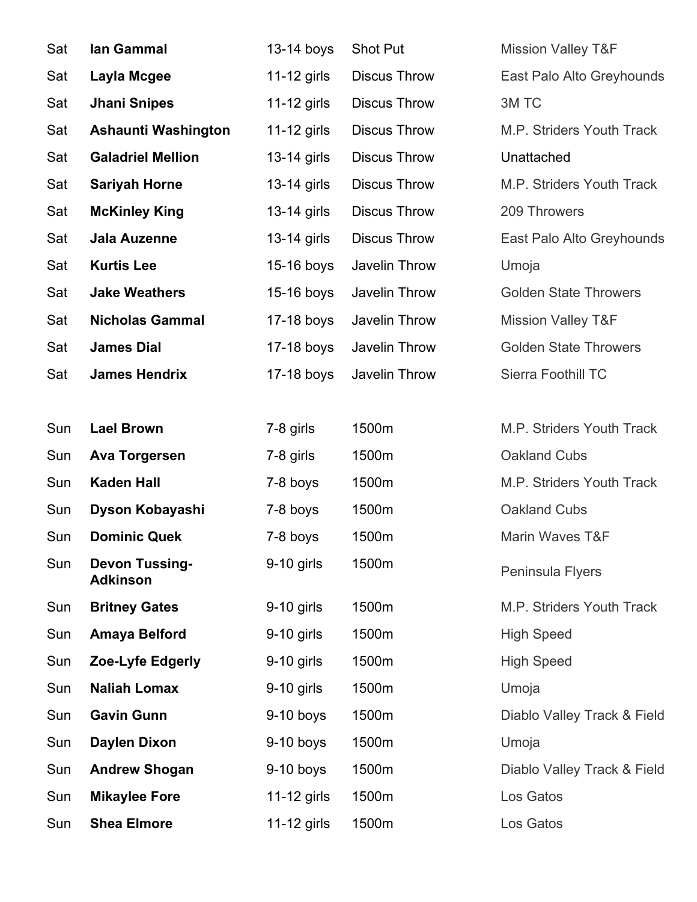| | | | | |
|---|---|---|---|---|
| Sat | **Ian Gammal** | 13-14 boys | Shot Put | Mission Valley T&F |
| Sat | **Layla Mcgee** | 11-12 girls | Discus Throw | East Palo Alto Greyhounds |
| Sat | **Jhani Snipes** | 11-12 girls | Discus Throw | 3M TC |
| Sat | **Ashaunti Washington** | 11-12 girls | Discus Throw | M.P. Striders Youth Track |
| Sat | **Galadriel Mellion** | 13-14 girls | Discus Throw | Unattached |
| Sat | **Sariyah Horne** | 13-14 girls | Discus Throw | M.P. Striders Youth Track |
| Sat | **McKinley King** | 13-14 girls | Discus Throw | 209 Throwers |
| Sat | **Jala Auzenne** | 13-14 girls | Discus Throw | East Palo Alto Greyhounds |
| Sat | **Kurtis Lee** | 15-16 boys | Javelin Throw | Umoja |
| Sat | **Jake Weathers** | 15-16 boys | Javelin Throw | Golden State Throwers |
| Sat | **Nicholas Gammal** | 17-18 boys | Javelin Throw | Mission Valley T&F |
| Sat | **James Dial** | 17-18 boys | Javelin Throw | Golden State Throwers |
| Sat | **James Hendrix** | 17-18 boys | Javelin Throw | Sierra Foothill TC |
| | | | | |
| Sun | **Lael Brown** | 7-8 girls | 1500m | M.P. Striders Youth Track |
| Sun | **Ava Torgersen** | 7-8 girls | 1500m | Oakland Cubs |
| Sun | **Kaden Hall** | 7-8 boys | 1500m | M.P. Striders Youth Track |
| Sun | **Dyson Kobayashi** | 7-8 boys | 1500m | Oakland Cubs |
| Sun | **Dominic Quek** | 7-8 boys | 1500m | Marin Waves T&F |
| Sun | **Devon Tussing-Adkinson** | 9-10 girls | 1500m | Peninsula Flyers |
| Sun | **Britney Gates** | 9-10 girls | 1500m | M.P. Striders Youth Track |
| Sun | **Amaya Belford** | 9-10 girls | 1500m | High Speed |
| Sun | **Zoe-Lyfe Edgerly** | 9-10 girls | 1500m | High Speed |
| Sun | **Naliah Lomax** | 9-10 girls | 1500m | Umoja |
| Sun | **Gavin Gunn** | 9-10 boys | 1500m | Diablo Valley Track & Field |
| Sun | **Daylen Dixon** | 9-10 boys | 1500m | Umoja |
| Sun | **Andrew Shogan** | 9-10 boys | 1500m | Diablo Valley Track & Field |
| Sun | **Mikaylee Fore** | 11-12 girls | 1500m | Los Gatos |
| Sun | **Shea Elmore** | 11-12 girls | 1500m | Los Gatos |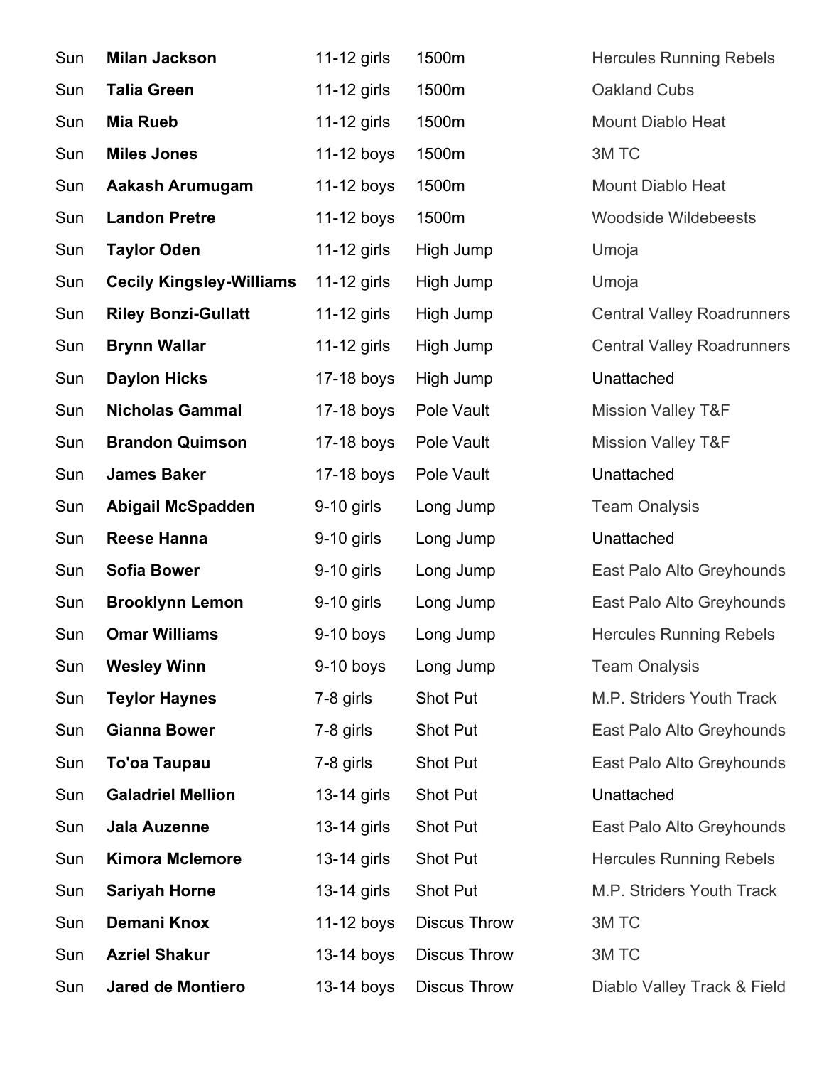| | | | | |
|---|---|---|---|---|
| Sun | **Milan Jackson** | 11-12 girls | 1500m | Hercules Running Rebels |
| Sun | **Talia Green** | 11-12 girls | 1500m | Oakland Cubs |
| Sun | **Mia Rueb** | 11-12 girls | 1500m | Mount Diablo Heat |
| Sun | **Miles Jones** | 11-12 boys | 1500m | 3M TC |
| Sun | **Aakash Arumugam** | 11-12 boys | 1500m | Mount Diablo Heat |
| Sun | **Landon Pretre** | 11-12 boys | 1500m | Woodside Wildebeests |
| Sun | **Taylor Oden** | 11-12 girls | High Jump | Umoja |
| Sun | **Cecily Kingsley-Williams** | 11-12 girls | High Jump | Umoja |
| Sun | **Riley Bonzi-Gullatt** | 11-12 girls | High Jump | Central Valley Roadrunners |
| Sun | **Brynn Wallar** | 11-12 girls | High Jump | Central Valley Roadrunners |
| Sun | **Daylon Hicks** | 17-18 boys | High Jump | Unattached |
| Sun | **Nicholas Gammal** | 17-18 boys | Pole Vault | Mission Valley T&F |
| Sun | **Brandon Quimson** | 17-18 boys | Pole Vault | Mission Valley T&F |
| Sun | **James Baker** | 17-18 boys | Pole Vault | Unattached |
| Sun | **Abigail McSpadden** | 9-10 girls | Long Jump | Team Onalysis |
| Sun | **Reese Hanna** | 9-10 girls | Long Jump | Unattached |
| Sun | **Sofia Bower** | 9-10 girls | Long Jump | East Palo Alto Greyhounds |
| Sun | **Brooklynn Lemon** | 9-10 girls | Long Jump | East Palo Alto Greyhounds |
| Sun | **Omar Williams** | 9-10 boys | Long Jump | Hercules Running Rebels |
| Sun | **Wesley Winn** | 9-10 boys | Long Jump | Team Onalysis |
| Sun | **Teylor Haynes** | 7-8 girls | Shot Put | M.P. Striders Youth Track |
| Sun | **Gianna Bower** | 7-8 girls | Shot Put | East Palo Alto Greyhounds |
| Sun | **To'oa Taupau** | 7-8 girls | Shot Put | East Palo Alto Greyhounds |
| Sun | **Galadriel Mellion** | 13-14 girls | Shot Put | Unattached |
| Sun | **Jala Auzenne** | 13-14 girls | Shot Put | East Palo Alto Greyhounds |
| Sun | **Kimora Mclemore** | 13-14 girls | Shot Put | Hercules Running Rebels |
| Sun | **Sariyah Horne** | 13-14 girls | Shot Put | M.P. Striders Youth Track |
| Sun | **Demani Knox** | 11-12 boys | Discus Throw | 3M TC |
| Sun | **Azriel Shakur** | 13-14 boys | Discus Throw | 3M TC |
| Sun | **Jared de Montiero** | 13-14 boys | Discus Throw | Diablo Valley Track & Field |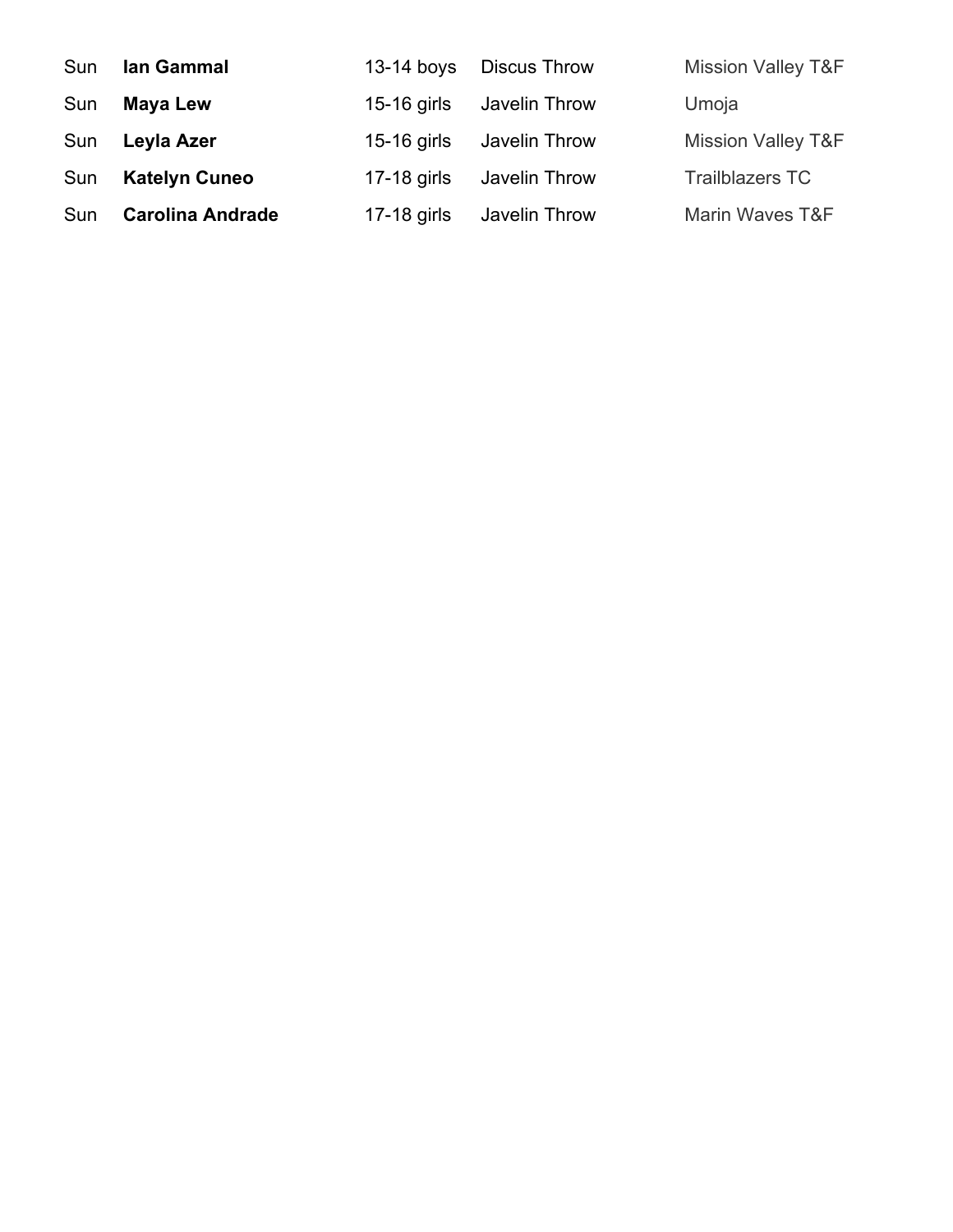| | | | | |
|---|---|---|---|---|
| Sun | **Ian Gammal** | 13-14 boys | Discus Throw | Mission Valley T&F |
| Sun | **Maya Lew** | 15-16 girls | Javelin Throw | Umoja |
| Sun | **Leyla Azer** | 15-16 girls | Javelin Throw | Mission Valley T&F |
| Sun | **Katelyn Cuneo** | 17-18 girls | Javelin Throw | Trailblazers TC |
| Sun | **Carolina Andrade** | 17-18 girls | Javelin Throw | Marin Waves T&F |